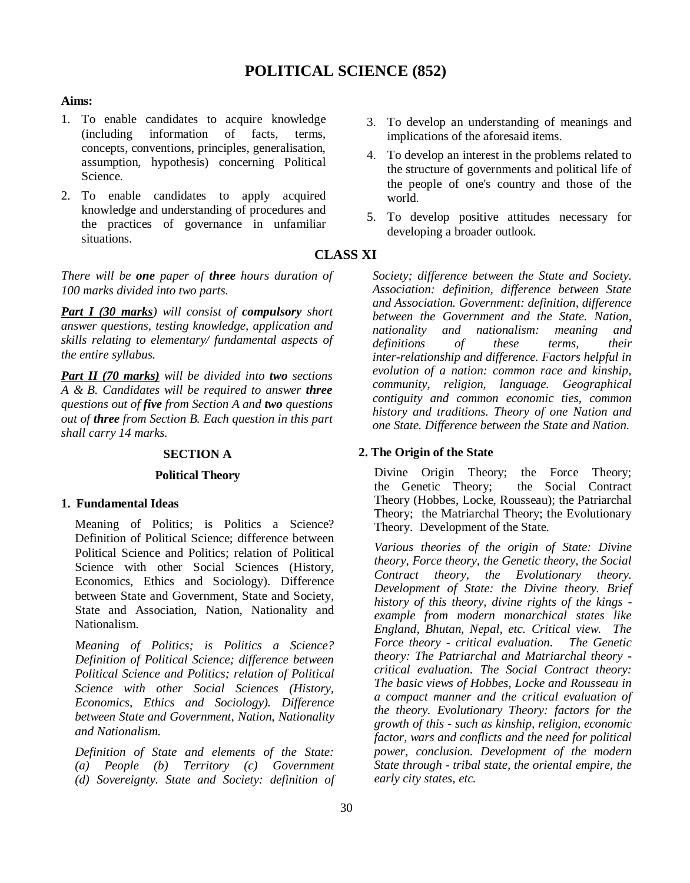# POLITICAL SCIENCE (852)

**Aims:**

1. To enable candidates to acquire knowledge (including information of facts, terms, concepts, conventions, principles, generalisation, assumption, hypothesis) concerning Political Science.
2. To enable candidates to apply acquired knowledge and understanding of procedures and the practices of governance in unfamiliar situations.
3. To develop an understanding of meanings and implications of the aforesaid items.
4. To develop an interest in the problems related to the structure of governments and political life of the people of one's country and those of the world.
5. To develop positive attitudes necessary for developing a broader outlook.

## CLASS XI

*There will be **one** paper of **three** hours duration of 100 marks divided into two parts.*

***Part I (30 marks)** will consist of **compulsory** short answer questions, testing knowledge, application and skills relating to elementary/ fundamental aspects of the entire syllabus.*

***Part II (70 marks)** will be divided into **two** sections A & B. Candidates will be required to answer **three** questions out of **five** from Section A and **two** questions out of **three** from Section B. Each question in this part shall carry 14 marks.*

### SECTION A

### Political Theory

#### 1. Fundamental Ideas

Meaning of Politics; is Politics a Science? Definition of Political Science; difference between Political Science and Politics; relation of Political Science with other Social Sciences (History, Economics, Ethics and Sociology). Difference between State and Government, State and Society, State and Association, Nation, Nationality and Nationalism.

*Meaning of Politics; is Politics a Science? Definition of Political Science; difference between Political Science and Politics; relation of Political Science with other Social Sciences (History, Economics, Ethics and Sociology). Difference between State and Government, Nation, Nationality and Nationalism.*

*Definition of State and elements of the State: (a) People (b) Territory (c) Government (d) Sovereignty. State and Society: definition of Society; difference between the State and Society. Association: definition, difference between State and Association. Government: definition, difference between the Government and the State. Nation, nationality and nationalism: meaning and definitions of these terms, their inter-relationship and difference. Factors helpful in evolution of a nation: common race and kinship, community, religion, language. Geographical contiguity and common economic ties, common history and traditions. Theory of one Nation and one State. Difference between the State and Nation.*

#### 2. The Origin of the State

Divine Origin Theory; the Force Theory; the Genetic Theory; the Social Contract Theory (Hobbes, Locke, Rousseau); the Patriarchal Theory; the Matriarchal Theory; the Evolutionary Theory. Development of the State.

*Various theories of the origin of State: Divine theory, Force theory, the Genetic theory, the Social Contract theory, the Evolutionary theory. Development of State: the Divine theory. Brief history of this theory, divine rights of the kings - example from modern monarchical states like England, Bhutan, Nepal, etc. Critical view. The Force theory - critical evaluation. The Genetic theory: The Patriarchal and Matriarchal theory - critical evaluation. The Social Contract theory: The basic views of Hobbes, Locke and Rousseau in a compact manner and the critical evaluation of the theory. Evolutionary Theory: factors for the growth of this - such as kinship, religion, economic factor, wars and conflicts and the need for political power, conclusion. Development of the modern State through - tribal state, the oriental empire, the early city states, etc.*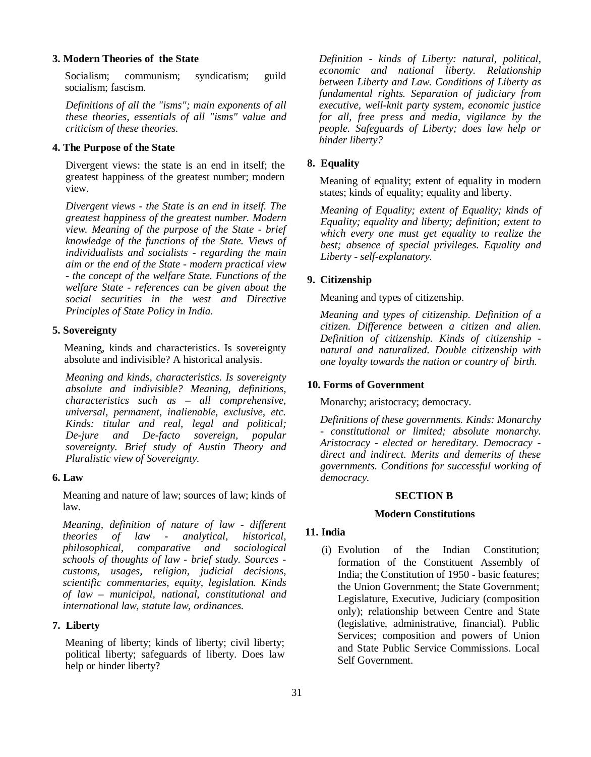**3. Modern Theories of the State**

Socialism; communism; syndicatism; guild socialism; fascism.

*Definitions of all the "isms"; main exponents of all these theories, essentials of all "isms" value and criticism of these theories.*

**4. The Purpose of the State**

Divergent views: the state is an end in itself; the greatest happiness of the greatest number; modern view.

*Divergent views - the State is an end in itself. The greatest happiness of the greatest number. Modern view. Meaning of the purpose of the State - brief knowledge of the functions of the State. Views of individualists and socialists - regarding the main aim or the end of the State - modern practical view - the concept of the welfare State. Functions of the welfare State - references can be given about the social securities in the west and Directive Principles of State Policy in India.*

**5. Sovereignty**

Meaning, kinds and characteristics. Is sovereignty absolute and indivisible? A historical analysis.

*Meaning and kinds, characteristics. Is sovereignty absolute and indivisible? Meaning, definitions, characteristics such as – all comprehensive, universal, permanent, inalienable, exclusive, etc. Kinds: titular and real, legal and political; De-jure and De-facto sovereign, popular sovereignty. Brief study of Austin Theory and Pluralistic view of Sovereignty.*

**6. Law**

Meaning and nature of law; sources of law; kinds of law.

*Meaning, definition of nature of law - different theories of law - analytical, historical, philosophical, comparative and sociological schools of thoughts of law - brief study. Sources - customs, usages, religion, judicial decisions, scientific commentaries, equity, legislation. Kinds of law – municipal, national, constitutional and international law, statute law, ordinances.*

**7. Liberty**

Meaning of liberty; kinds of liberty; civil liberty; political liberty; safeguards of liberty. Does law help or hinder liberty?

*Definition - kinds of Liberty: natural, political, economic and national liberty. Relationship between Liberty and Law. Conditions of Liberty as fundamental rights. Separation of judiciary from executive, well-knit party system, economic justice for all, free press and media, vigilance by the people. Safeguards of Liberty; does law help or hinder liberty?*

**8. Equality**

Meaning of equality; extent of equality in modern states; kinds of equality; equality and liberty.

*Meaning of Equality; extent of Equality; kinds of Equality; equality and liberty; definition; extent to which every one must get equality to realize the best; absence of special privileges. Equality and Liberty - self-explanatory.*

**9. Citizenship**

Meaning and types of citizenship.

*Meaning and types of citizenship. Definition of a citizen. Difference between a citizen and alien. Definition of citizenship. Kinds of citizenship - natural and naturalized. Double citizenship with one loyalty towards the nation or country of birth.*

**10. Forms of Government**

Monarchy; aristocracy; democracy.

*Definitions of these governments. Kinds: Monarchy - constitutional or limited; absolute monarchy. Aristocracy - elected or hereditary. Democracy - direct and indirect. Merits and demerits of these governments. Conditions for successful working of democracy.*

## SECTION B

### Modern Constitutions

**11. India**

(i) Evolution of the Indian Constitution; formation of the Constituent Assembly of India; the Constitution of 1950 - basic features; the Union Government; the State Government; Legislature, Executive, Judiciary (composition only); relationship between Centre and State (legislative, administrative, financial). Public Services; composition and powers of Union and State Public Service Commissions. Local Self Government.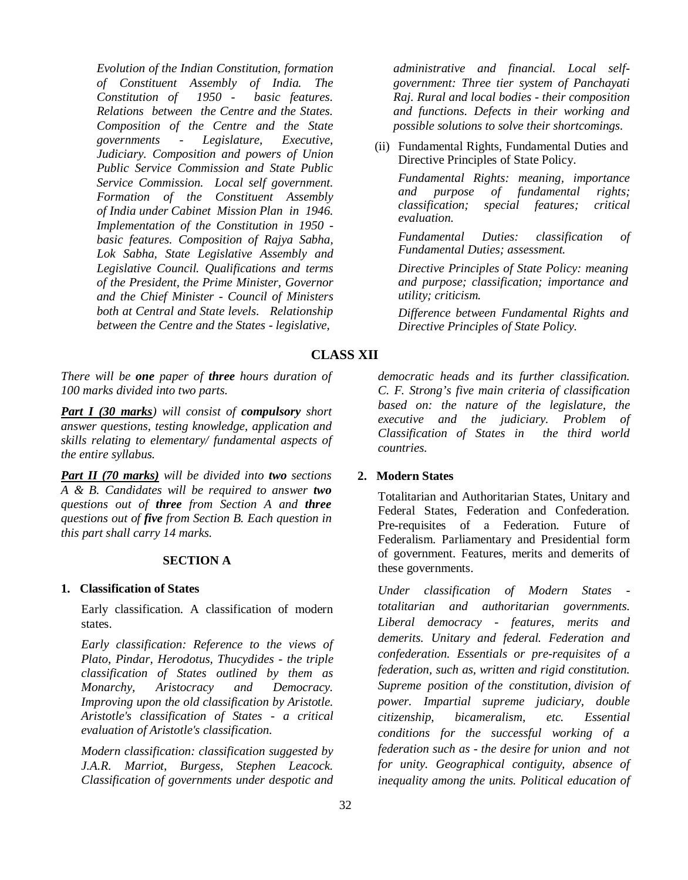*Evolution of the Indian Constitution, formation of Constituent Assembly of India. The Constitution of 1950 - basic features. Relations between the Centre and the States. Composition of the Centre and the State governments - Legislature, Executive, Judiciary. Composition and powers of Union Public Service Commission and State Public Service Commission. Local self government. Formation of the Constituent Assembly of India under Cabinet Mission Plan in 1946. Implementation of the Constitution in 1950 - basic features. Composition of Rajya Sabha, Lok Sabha, State Legislative Assembly and Legislative Council. Qualifications and terms of the President, the Prime Minister, Governor and the Chief Minister - Council of Ministers both at Central and State levels. Relationship between the Centre and the States - legislative, administrative and financial. Local self-government: Three tier system of Panchayati Raj. Rural and local bodies - their composition and functions. Defects in their working and possible solutions to solve their shortcomings.*

(ii) Fundamental Rights, Fundamental Duties and Directive Principles of State Policy.

*Fundamental Rights: meaning, importance and purpose of fundamental rights; classification; special features; critical evaluation.*

*Fundamental Duties: classification of Fundamental Duties; assessment.*

*Directive Principles of State Policy: meaning and purpose; classification; importance and utility; criticism.*

*Difference between Fundamental Rights and Directive Principles of State Policy.*

## CLASS XII

*There will be **one** paper of **three** hours duration of 100 marks divided into two parts.*

***Part I (30 marks)** will consist of **compulsory** short answer questions, testing knowledge, application and skills relating to elementary/ fundamental aspects of the entire syllabus.*

***Part II (70 marks)** will be divided into **two** sections A & B. Candidates will be required to answer **two** questions out of **three** from Section A and **three** questions out of **five** from Section B. Each question in this part shall carry 14 marks.*

### SECTION A

**1. Classification of States**

Early classification. A classification of modern states.

*Early classification: Reference to the views of Plato, Pindar, Herodotus, Thucydides - the triple classification of States outlined by them as Monarchy, Aristocracy and Democracy. Improving upon the old classification by Aristotle. Aristotle's classification of States - a critical evaluation of Aristotle's classification.*

*Modern classification: classification suggested by J.A.R. Marriot, Burgess, Stephen Leacock. Classification of governments under despotic and democratic heads and its further classification. C. F. Strong's five main criteria of classification based on: the nature of the legislature, the executive and the judiciary. Problem of Classification of States in the third world countries.*

**2. Modern States**

Totalitarian and Authoritarian States, Unitary and Federal States, Federation and Confederation. Pre-requisites of a Federation. Future of Federalism. Parliamentary and Presidential form of government. Features, merits and demerits of these governments.

*Under classification of Modern States - totalitarian and authoritarian governments. Liberal democracy - features, merits and demerits. Unitary and federal. Federation and confederation. Essentials or pre-requisites of a federation, such as, written and rigid constitution. Supreme position of the constitution, division of power. Impartial supreme judiciary, double citizenship, bicameralism, etc. Essential conditions for the successful working of a federation such as - the desire for union and not for unity. Geographical contiguity, absence of inequality among the units. Political education of*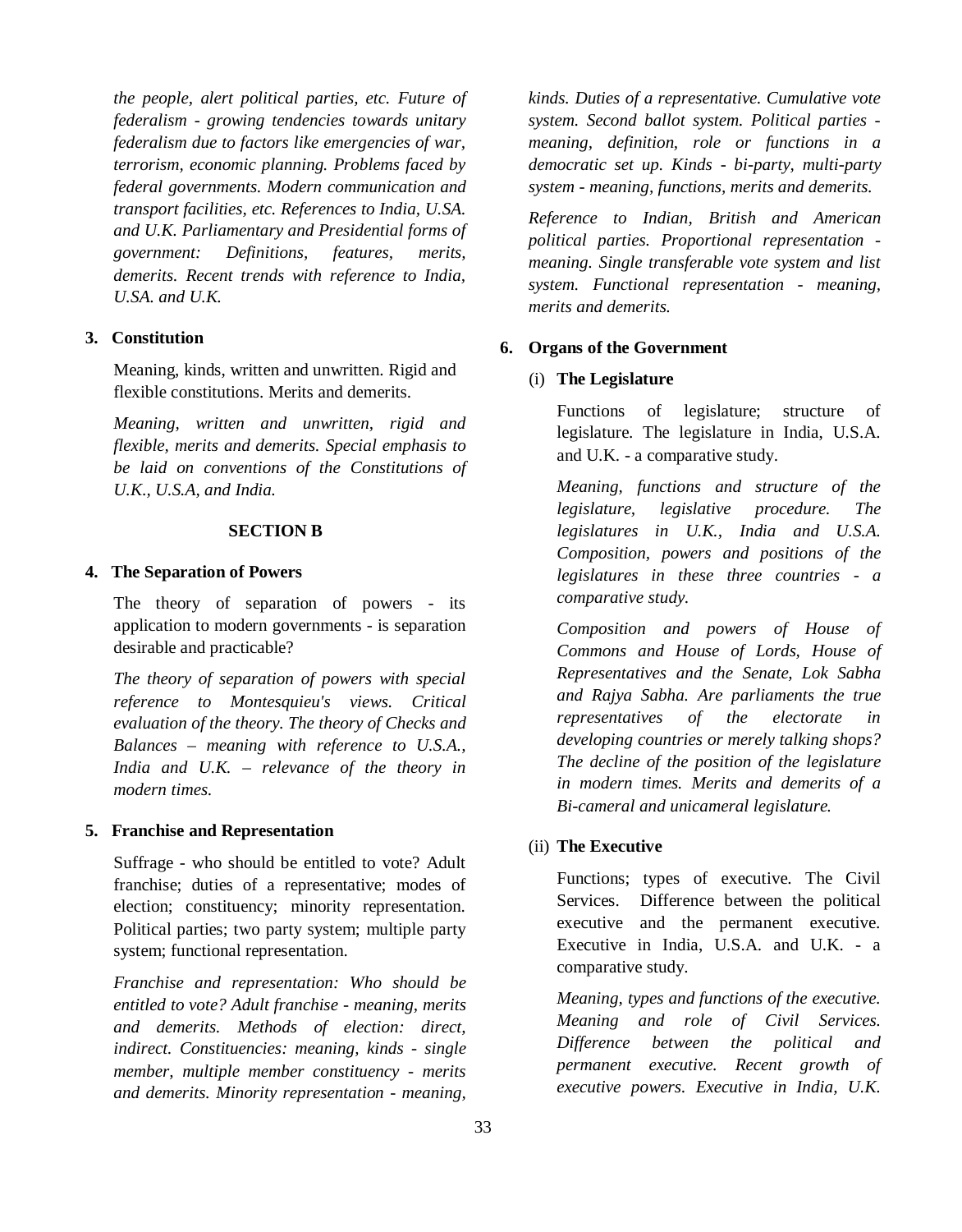*the people, alert political parties, etc. Future of federalism - growing tendencies towards unitary federalism due to factors like emergencies of war, terrorism, economic planning. Problems faced by federal governments. Modern communication and transport facilities, etc. References to India, U.SA. and U.K. Parliamentary and Presidential forms of government: Definitions, features, merits, demerits. Recent trends with reference to India, U.SA. and U.K.*

**3. Constitution**

Meaning, kinds, written and unwritten. Rigid and flexible constitutions. Merits and demerits.

*Meaning, written and unwritten, rigid and flexible, merits and demerits. Special emphasis to be laid on conventions of the Constitutions of U.K., U.S.A, and India.*

## SECTION B

**4. The Separation of Powers**

The theory of separation of powers - its application to modern governments - is separation desirable and practicable?

*The theory of separation of powers with special reference to Montesquieu's views. Critical evaluation of the theory. The theory of Checks and Balances – meaning with reference to U.S.A., India and U.K. – relevance of the theory in modern times.*

**5. Franchise and Representation**

Suffrage - who should be entitled to vote? Adult franchise; duties of a representative; modes of election; constituency; minority representation. Political parties; two party system; multiple party system; functional representation.

*Franchise and representation: Who should be entitled to vote? Adult franchise - meaning, merits and demerits. Methods of election: direct, indirect. Constituencies: meaning, kinds - single member, multiple member constituency - merits and demerits. Minority representation - meaning, kinds. Duties of a representative. Cumulative vote system. Second ballot system. Political parties - meaning, definition, role or functions in a democratic set up. Kinds - bi-party, multi-party system - meaning, functions, merits and demerits.*

*Reference to Indian, British and American political parties. Proportional representation - meaning. Single transferable vote system and list system. Functional representation - meaning, merits and demerits.*

**6. Organs of the Government**

(i) **The Legislature**

Functions of legislature; structure of legislature. The legislature in India, U.S.A. and U.K. - a comparative study.

*Meaning, functions and structure of the legislature, legislative procedure. The legislatures in U.K., India and U.S.A. Composition, powers and positions of the legislatures in these three countries - a comparative study.*

*Composition and powers of House of Commons and House of Lords, House of Representatives and the Senate, Lok Sabha and Rajya Sabha. Are parliaments the true representatives of the electorate in developing countries or merely talking shops? The decline of the position of the legislature in modern times. Merits and demerits of a Bi-cameral and unicameral legislature.*

(ii) **The Executive**

Functions; types of executive. The Civil Services. Difference between the political executive and the permanent executive. Executive in India, U.S.A. and U.K. - a comparative study.

*Meaning, types and functions of the executive. Meaning and role of Civil Services. Difference between the political and permanent executive. Recent growth of executive powers. Executive in India, U.K.*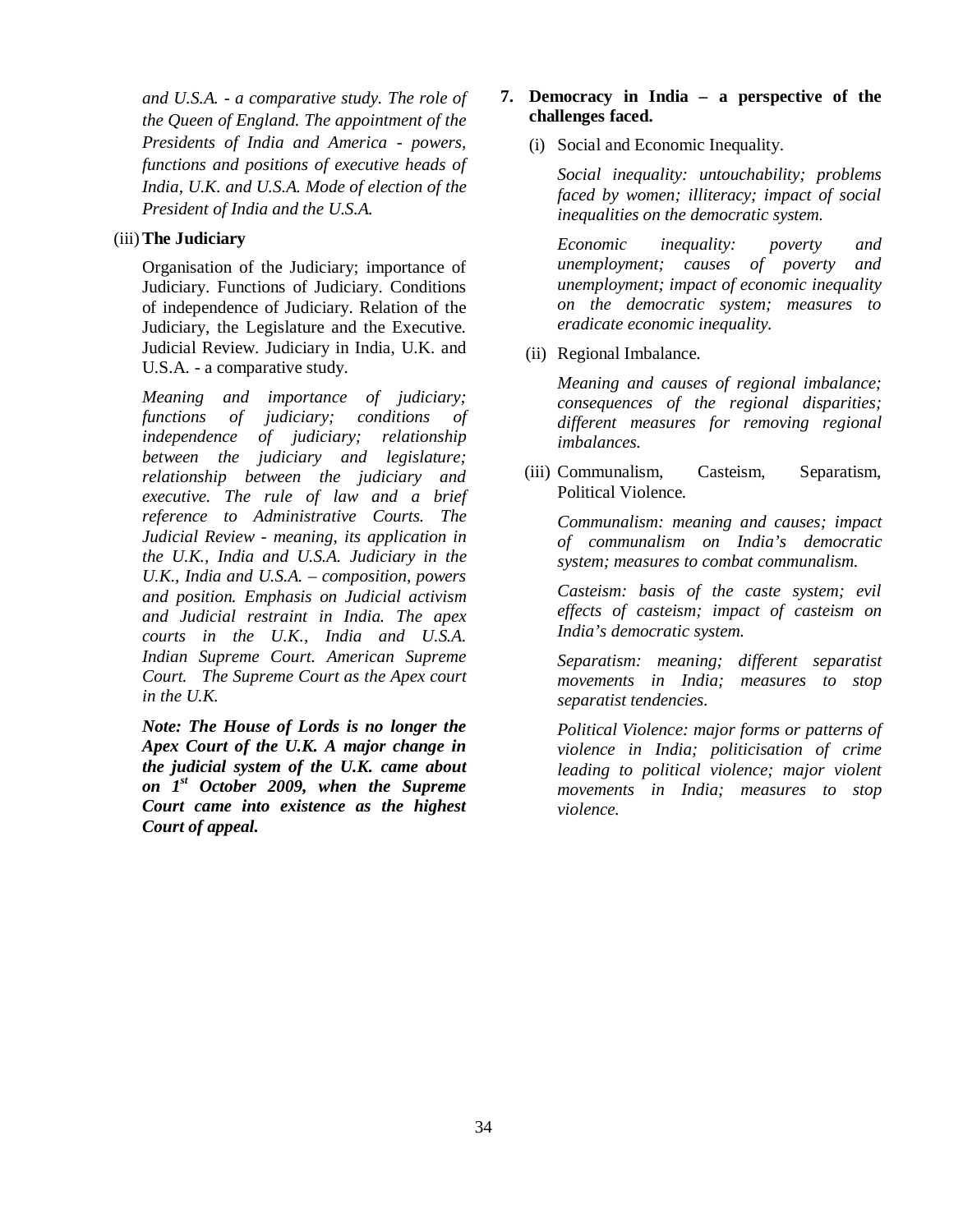*and U.S.A. - a comparative study. The role of the Queen of England. The appointment of the Presidents of India and America - powers, functions and positions of executive heads of India, U.K. and U.S.A. Mode of election of the President of India and the U.S.A.*

(iii) **The Judiciary**

Organisation of the Judiciary; importance of Judiciary. Functions of Judiciary. Conditions of independence of Judiciary. Relation of the Judiciary, the Legislature and the Executive. Judicial Review. Judiciary in India, U.K. and U.S.A. - a comparative study.

*Meaning and importance of judiciary; functions of judiciary; conditions of independence of judiciary; relationship between the judiciary and legislature; relationship between the judiciary and executive. The rule of law and a brief reference to Administrative Courts. The Judicial Review - meaning, its application in the U.K., India and U.S.A. Judiciary in the U.K., India and U.S.A. – composition, powers and position. Emphasis on Judicial activism and Judicial restraint in India. The apex courts in the U.K., India and U.S.A. Indian Supreme Court. American Supreme Court. The Supreme Court as the Apex court in the U.K.*

***Note: The House of Lords is no longer the Apex Court of the U.K. A major change in the judicial system of the U.K. came about on 1st October 2009, when the Supreme Court came into existence as the highest Court of appeal.***

**7. Democracy in India – a perspective of the challenges faced.**

(i) Social and Economic Inequality.

*Social inequality: untouchability; problems faced by women; illiteracy; impact of social inequalities on the democratic system.*

*Economic inequality: poverty and unemployment; causes of poverty and unemployment; impact of economic inequality on the democratic system; measures to eradicate economic inequality.*

(ii) Regional Imbalance.

*Meaning and causes of regional imbalance; consequences of the regional disparities; different measures for removing regional imbalances.*

(iii) Communalism, Casteism, Separatism, Political Violence.

*Communalism: meaning and causes; impact of communalism on India's democratic system; measures to combat communalism.*

*Casteism: basis of the caste system; evil effects of casteism; impact of casteism on India's democratic system.*

*Separatism: meaning; different separatist movements in India; measures to stop separatist tendencies.*

*Political Violence: major forms or patterns of violence in India; politicisation of crime leading to political violence; major violent movements in India; measures to stop violence.*